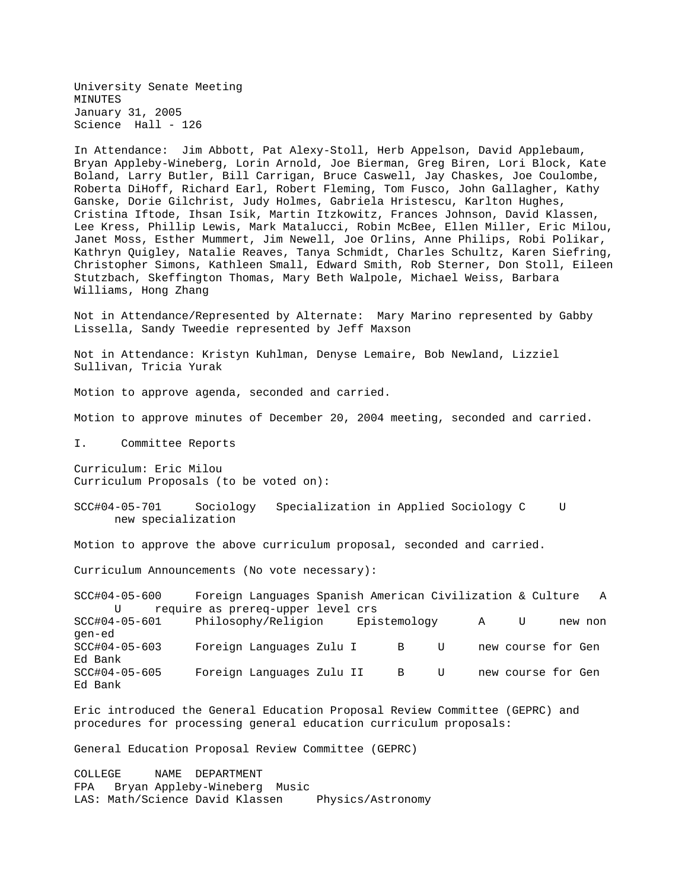University Senate Meeting
MINUTES
January 31, 2005
Science Hall - 126

In Attendance: Jim Abbott, Pat Alexy-Stoll, Herb Appelson, David Applebaum, Bryan Appleby-Wineberg, Lorin Arnold, Joe Bierman, Greg Biren, Lori Block, Kate Boland, Larry Butler, Bill Carrigan, Bruce Caswell, Jay Chaskes, Joe Coulombe, Roberta DiHoff, Richard Earl, Robert Fleming, Tom Fusco, John Gallagher, Kathy Ganske, Dorie Gilchrist, Judy Holmes, Gabriela Hristescu, Karlton Hughes, Cristina Iftode, Ihsan Isik, Martin Itzkowitz, Frances Johnson, David Klassen, Lee Kress, Phillip Lewis, Mark Matalucci, Robin McBee, Ellen Miller, Eric Milou, Janet Moss, Esther Mummert, Jim Newell, Joe Orlins, Anne Philips, Robi Polikar, Kathryn Quigley, Natalie Reaves, Tanya Schmidt, Charles Schultz, Karen Siefring, Christopher Simons, Kathleen Small, Edward Smith, Rob Sterner, Don Stoll, Eileen Stutzbach, Skeffington Thomas, Mary Beth Walpole, Michael Weiss, Barbara Williams, Hong Zhang

Not in Attendance/Represented by Alternate: Mary Marino represented by Gabby Lissella, Sandy Tweedie represented by Jeff Maxson

Not in Attendance: Kristyn Kuhlman, Denyse Lemaire, Bob Newland, Lizziel Sullivan, Tricia Yurak

Motion to approve agenda, seconded and carried.

Motion to approve minutes of December 20, 2004 meeting, seconded and carried.

## I. Committee Reports

Curriculum: Eric Milou
Curriculum Proposals (to be voted on):

SCC#04-05-701 Sociology Specialization in Applied Sociology C U new specialization

Motion to approve the above curriculum proposal, seconded and carried.

Curriculum Announcements (No vote necessary):

SCC#04-05-600 Foreign Languages Spanish American Civilization & Culture A U require as prereq-upper level crs
SCC#04-05-601 Philosophy/Religion Epistemology A U new non gen-ed
SCC#04-05-603 Foreign Languages Zulu I B U new course for Gen Ed Bank
SCC#04-05-605 Foreign Languages Zulu II B U new course for Gen Ed Bank

Eric introduced the General Education Proposal Review Committee (GEPRC) and procedures for processing general education curriculum proposals:

General Education Proposal Review Committee (GEPRC)

| COLLEGE | NAME | DEPARTMENT |
|---|---|---|
| FPA | Bryan Appleby-Wineberg | Music |
| LAS: Math/Science | David Klassen | Physics/Astronomy |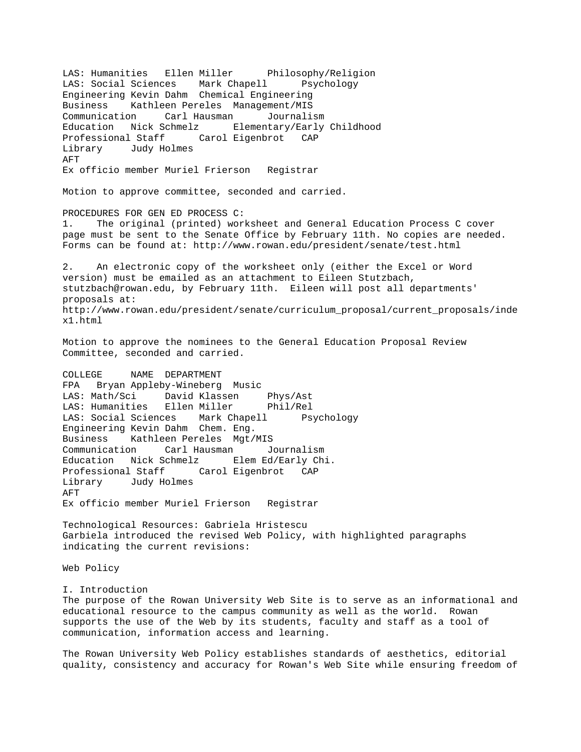| | | |
|---|---|---|
| LAS: Humanities | Ellen Miller | Philosophy/Religion |
| LAS: Social Sciences | Mark Chapell | Psychology |
| Engineering | Kevin Dahm | Chemical Engineering |
| Business | Kathleen Pereles | Management/MIS |
| Communication | Carl Hausman | Journalism |
| Education | Nick Schmelz | Elementary/Early Childhood |
| Professional Staff | Carol Eigenbrot | CAP |
| Library | Judy Holmes | |
| AFT | | |
| Ex officio member | Muriel Frierson | Registrar |

Motion to approve committee, seconded and carried.

PROCEDURES FOR GEN ED PROCESS C:

1. The original (printed) worksheet and General Education Process C cover page must be sent to the Senate Office by February 11th. No copies are needed. Forms can be found at: http://www.rowan.edu/president/senate/test.html

2. An electronic copy of the worksheet only (either the Excel or Word version) must be emailed as an attachment to Eileen Stutzbach, stutzbach@rowan.edu, by February 11th. Eileen will post all departments' proposals at: http://www.rowan.edu/president/senate/curriculum_proposal/current_proposals/index1.html

Motion to approve the nominees to the General Education Proposal Review Committee, seconded and carried.

| COLLEGE | NAME | DEPARTMENT |
|---|---|---|
| FPA | Bryan Appleby-Wineberg | Music |
| LAS: Math/Sci | David Klassen | Phys/Ast |
| LAS: Humanities | Ellen Miller | Phil/Rel |
| LAS: Social Sciences | Mark Chapell | Psychology |
| Engineering | Kevin Dahm | Chem. Eng. |
| Business | Kathleen Pereles | Mgt/MIS |
| Communication | Carl Hausman | Journalism |
| Education | Nick Schmelz | Elem Ed/Early Chi. |
| Professional Staff | Carol Eigenbrot | CAP |
| Library | Judy Holmes | |
| AFT | | |
| Ex officio member | Muriel Frierson | Registrar |

Technological Resources: Gabriela Hristescu
Garbiela introduced the revised Web Policy, with highlighted paragraphs indicating the current revisions:

Web Policy

I. Introduction
The purpose of the Rowan University Web Site is to serve as an informational and educational resource to the campus community as well as the world. Rowan supports the use of the Web by its students, faculty and staff as a tool of communication, information access and learning.

The Rowan University Web Policy establishes standards of aesthetics, editorial quality, consistency and accuracy for Rowan's Web Site while ensuring freedom of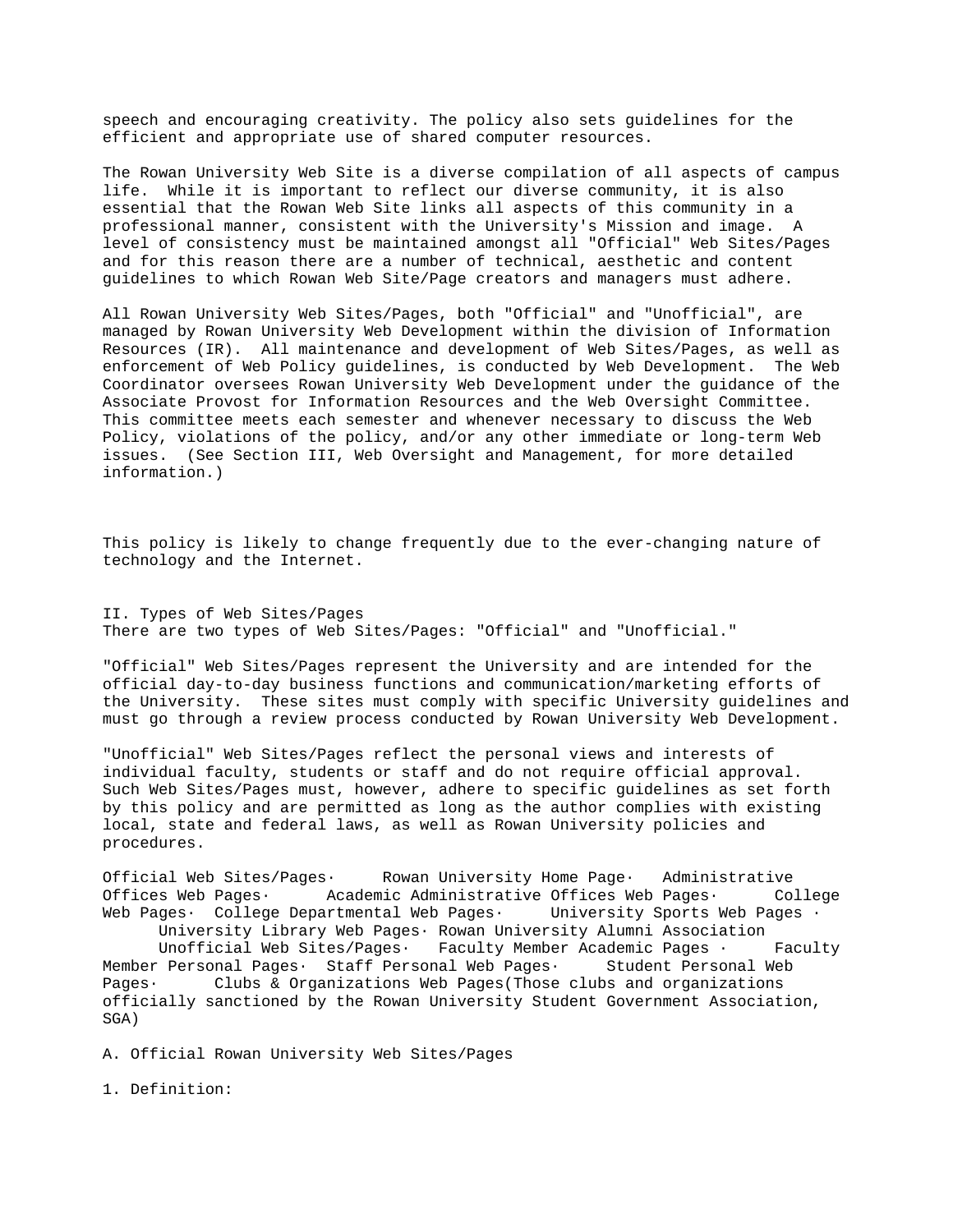speech and encouraging creativity. The policy also sets guidelines for the efficient and appropriate use of shared computer resources.

The Rowan University Web Site is a diverse compilation of all aspects of campus life. While it is important to reflect our diverse community, it is also essential that the Rowan Web Site links all aspects of this community in a professional manner, consistent with the University's Mission and image. A level of consistency must be maintained amongst all "Official" Web Sites/Pages and for this reason there are a number of technical, aesthetic and content guidelines to which Rowan Web Site/Page creators and managers must adhere.

All Rowan University Web Sites/Pages, both "Official" and "Unofficial", are managed by Rowan University Web Development within the division of Information Resources (IR). All maintenance and development of Web Sites/Pages, as well as enforcement of Web Policy guidelines, is conducted by Web Development. The Web Coordinator oversees Rowan University Web Development under the guidance of the Associate Provost for Information Resources and the Web Oversight Committee. This committee meets each semester and whenever necessary to discuss the Web Policy, violations of the policy, and/or any other immediate or long-term Web issues. (See Section III, Web Oversight and Management, for more detailed information.)

This policy is likely to change frequently due to the ever-changing nature of technology and the Internet.

## II. Types of Web Sites/Pages

There are two types of Web Sites/Pages: "Official" and "Unofficial."

"Official" Web Sites/Pages represent the University and are intended for the official day-to-day business functions and communication/marketing efforts of the University. These sites must comply with specific University guidelines and must go through a review process conducted by Rowan University Web Development.

"Unofficial" Web Sites/Pages reflect the personal views and interests of individual faculty, students or staff and do not require official approval. Such Web Sites/Pages must, however, adhere to specific guidelines as set forth by this policy and are permitted as long as the author complies with existing local, state and federal laws, as well as Rowan University policies and procedures.

Official Web Sites/Pages

- Rowan University Home Page
- Administrative Offices Web Pages
- Academic Administrative Offices Web Pages
- College Web Pages
- College Departmental Web Pages
- University Sports Web Pages
- University Library Web Pages
- Rowan University Alumni Association

Unofficial Web Sites/Pages

- Faculty Member Academic Pages
- Faculty Member Personal Pages
- Staff Personal Web Pages
- Student Personal Web Pages
- Clubs & Organizations Web Pages(Those clubs and organizations officially sanctioned by the Rowan University Student Government Association, SGA)

### A. Official Rowan University Web Sites/Pages

1. Definition: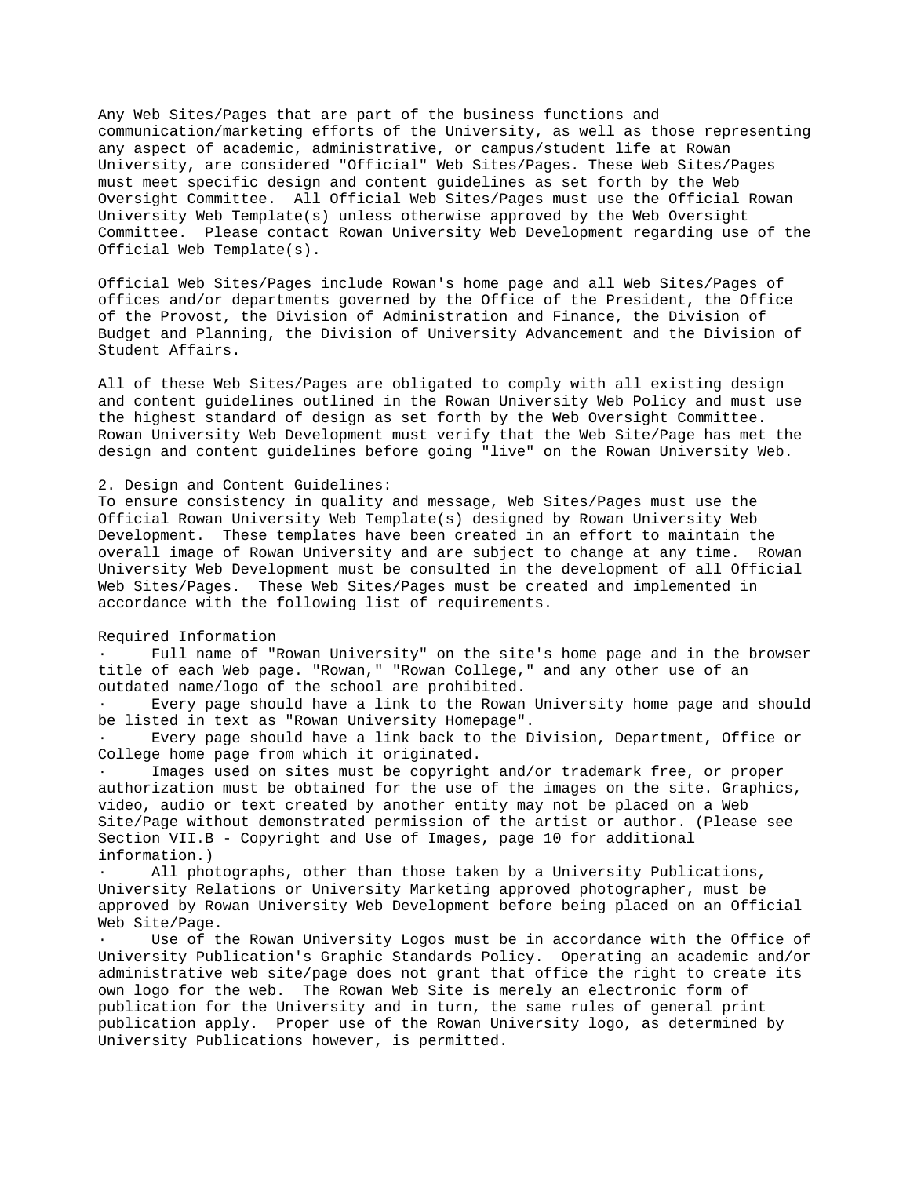Any Web Sites/Pages that are part of the business functions and communication/marketing efforts of the University, as well as those representing any aspect of academic, administrative, or campus/student life at Rowan University, are considered "Official" Web Sites/Pages. These Web Sites/Pages must meet specific design and content guidelines as set forth by the Web Oversight Committee. All Official Web Sites/Pages must use the Official Rowan University Web Template(s) unless otherwise approved by the Web Oversight Committee. Please contact Rowan University Web Development regarding use of the Official Web Template(s).

Official Web Sites/Pages include Rowan's home page and all Web Sites/Pages of offices and/or departments governed by the Office of the President, the Office of the Provost, the Division of Administration and Finance, the Division of Budget and Planning, the Division of University Advancement and the Division of Student Affairs.

All of these Web Sites/Pages are obligated to comply with all existing design and content guidelines outlined in the Rowan University Web Policy and must use the highest standard of design as set forth by the Web Oversight Committee. Rowan University Web Development must verify that the Web Site/Page has met the design and content guidelines before going "live" on the Rowan University Web.

2. Design and Content Guidelines:
To ensure consistency in quality and message, Web Sites/Pages must use the Official Rowan University Web Template(s) designed by Rowan University Web Development. These templates have been created in an effort to maintain the overall image of Rowan University and are subject to change at any time. Rowan University Web Development must be consulted in the development of all Official Web Sites/Pages. These Web Sites/Pages must be created and implemented in accordance with the following list of requirements.

Required Information

- Full name of "Rowan University" on the site's home page and in the browser title of each Web page. "Rowan," "Rowan College," and any other use of an outdated name/logo of the school are prohibited.
- Every page should have a link to the Rowan University home page and should be listed in text as "Rowan University Homepage".
- Every page should have a link back to the Division, Department, Office or College home page from which it originated.
- Images used on sites must be copyright and/or trademark free, or proper authorization must be obtained for the use of the images on the site. Graphics, video, audio or text created by another entity may not be placed on a Web Site/Page without demonstrated permission of the artist or author. (Please see Section VII.B - Copyright and Use of Images, page 10 for additional information.)
- All photographs, other than those taken by a University Publications, University Relations or University Marketing approved photographer, must be approved by Rowan University Web Development before being placed on an Official Web Site/Page.
- Use of the Rowan University Logos must be in accordance with the Office of University Publication's Graphic Standards Policy. Operating an academic and/or administrative web site/page does not grant that office the right to create its own logo for the web. The Rowan Web Site is merely an electronic form of publication for the University and in turn, the same rules of general print publication apply. Proper use of the Rowan University logo, as determined by University Publications however, is permitted.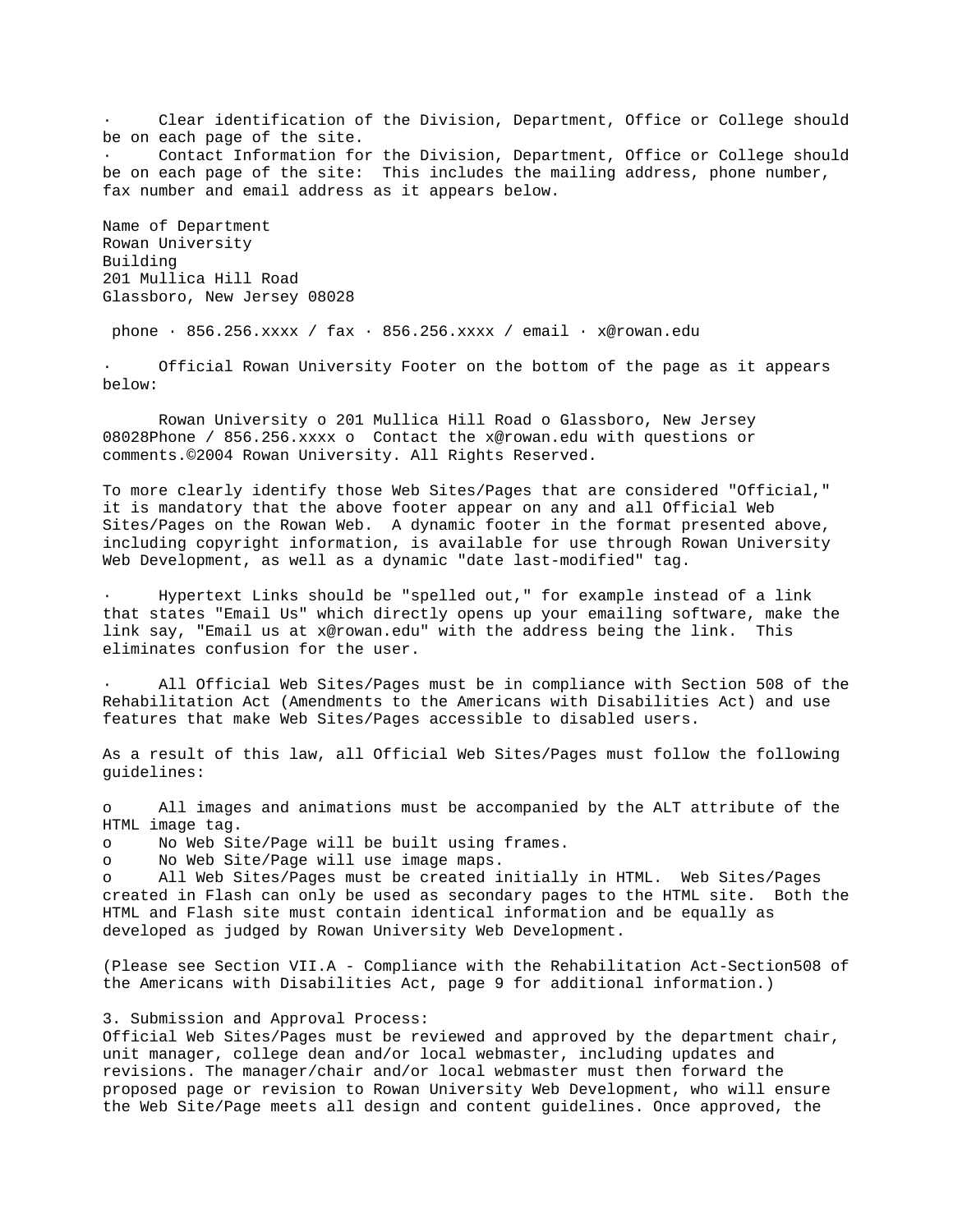- Clear identification of the Division, Department, Office or College should be on each page of the site.
- Contact Information for the Division, Department, Office or College should be on each page of the site: This includes the mailing address, phone number, fax number and email address as it appears below.

Name of Department
Rowan University
Building
201 Mullica Hill Road
Glassboro, New Jersey 08028

phone · 856.256.xxxx / fax · 856.256.xxxx / email · x@rowan.edu

- Official Rowan University Footer on the bottom of the page as it appears below:

Rowan University o 201 Mullica Hill Road o Glassboro, New Jersey 08028Phone / 856.256.xxxx o Contact the x@rowan.edu with questions or comments.©2004 Rowan University. All Rights Reserved.

To more clearly identify those Web Sites/Pages that are considered "Official," it is mandatory that the above footer appear on any and all Official Web Sites/Pages on the Rowan Web. A dynamic footer in the format presented above, including copyright information, is available for use through Rowan University Web Development, as well as a dynamic "date last-modified" tag.

- Hypertext Links should be "spelled out," for example instead of a link that states "Email Us" which directly opens up your emailing software, make the link say, "Email us at x@rowan.edu" with the address being the link. This eliminates confusion for the user.

- All Official Web Sites/Pages must be in compliance with Section 508 of the Rehabilitation Act (Amendments to the Americans with Disabilities Act) and use features that make Web Sites/Pages accessible to disabled users.

As a result of this law, all Official Web Sites/Pages must follow the following guidelines:

- All images and animations must be accompanied by the ALT attribute of the HTML image tag.
- No Web Site/Page will be built using frames.
- No Web Site/Page will use image maps.
- All Web Sites/Pages must be created initially in HTML. Web Sites/Pages created in Flash can only be used as secondary pages to the HTML site. Both the HTML and Flash site must contain identical information and be equally as developed as judged by Rowan University Web Development.

(Please see Section VII.A - Compliance with the Rehabilitation Act-Section508 of the Americans with Disabilities Act, page 9 for additional information.)

3. Submission and Approval Process:
Official Web Sites/Pages must be reviewed and approved by the department chair, unit manager, college dean and/or local webmaster, including updates and revisions. The manager/chair and/or local webmaster must then forward the proposed page or revision to Rowan University Web Development, who will ensure the Web Site/Page meets all design and content guidelines. Once approved, the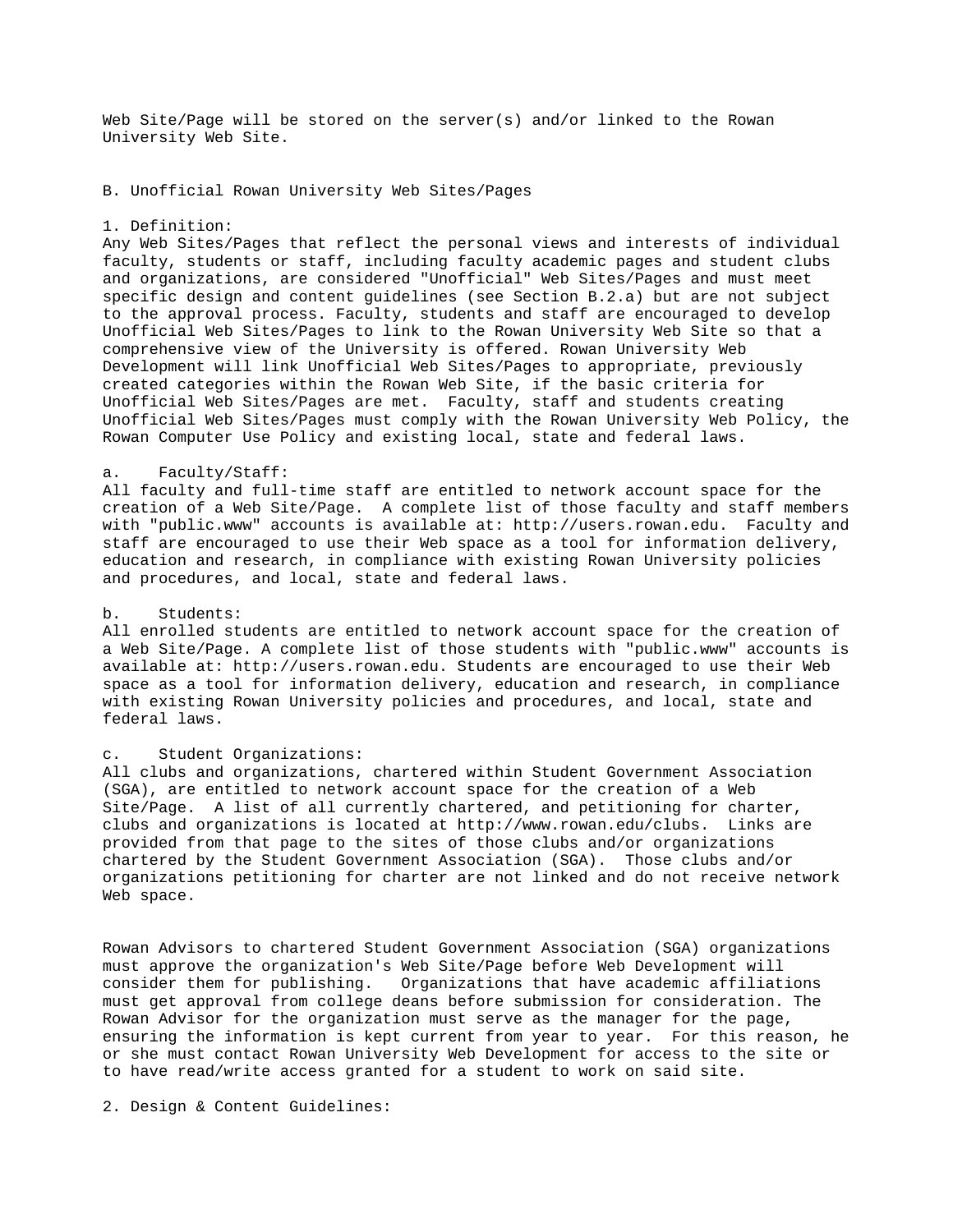Web Site/Page will be stored on the server(s) and/or linked to the Rowan University Web Site.

## B. Unofficial Rowan University Web Sites/Pages

### 1. Definition:

Any Web Sites/Pages that reflect the personal views and interests of individual faculty, students or staff, including faculty academic pages and student clubs and organizations, are considered "Unofficial" Web Sites/Pages and must meet specific design and content guidelines (see Section B.2.a) but are not subject to the approval process. Faculty, students and staff are encouraged to develop Unofficial Web Sites/Pages to link to the Rowan University Web Site so that a comprehensive view of the University is offered. Rowan University Web Development will link Unofficial Web Sites/Pages to appropriate, previously created categories within the Rowan Web Site, if the basic criteria for Unofficial Web Sites/Pages are met. Faculty, staff and students creating Unofficial Web Sites/Pages must comply with the Rowan University Web Policy, the Rowan Computer Use Policy and existing local, state and federal laws.

a. Faculty/Staff:

All faculty and full-time staff are entitled to network account space for the creation of a Web Site/Page. A complete list of those faculty and staff members with "public.www" accounts is available at: http://users.rowan.edu. Faculty and staff are encouraged to use their Web space as a tool for information delivery, education and research, in compliance with existing Rowan University policies and procedures, and local, state and federal laws.

b. Students:

All enrolled students are entitled to network account space for the creation of a Web Site/Page. A complete list of those students with "public.www" accounts is available at: http://users.rowan.edu. Students are encouraged to use their Web space as a tool for information delivery, education and research, in compliance with existing Rowan University policies and procedures, and local, state and federal laws.

c. Student Organizations:

All clubs and organizations, chartered within Student Government Association (SGA), are entitled to network account space for the creation of a Web Site/Page. A list of all currently chartered, and petitioning for charter, clubs and organizations is located at http://www.rowan.edu/clubs. Links are provided from that page to the sites of those clubs and/or organizations chartered by the Student Government Association (SGA). Those clubs and/or organizations petitioning for charter are not linked and do not receive network Web space.

Rowan Advisors to chartered Student Government Association (SGA) organizations must approve the organization's Web Site/Page before Web Development will consider them for publishing. Organizations that have academic affiliations must get approval from college deans before submission for consideration. The Rowan Advisor for the organization must serve as the manager for the page, ensuring the information is kept current from year to year. For this reason, he or she must contact Rowan University Web Development for access to the site or to have read/write access granted for a student to work on said site.

### 2. Design & Content Guidelines: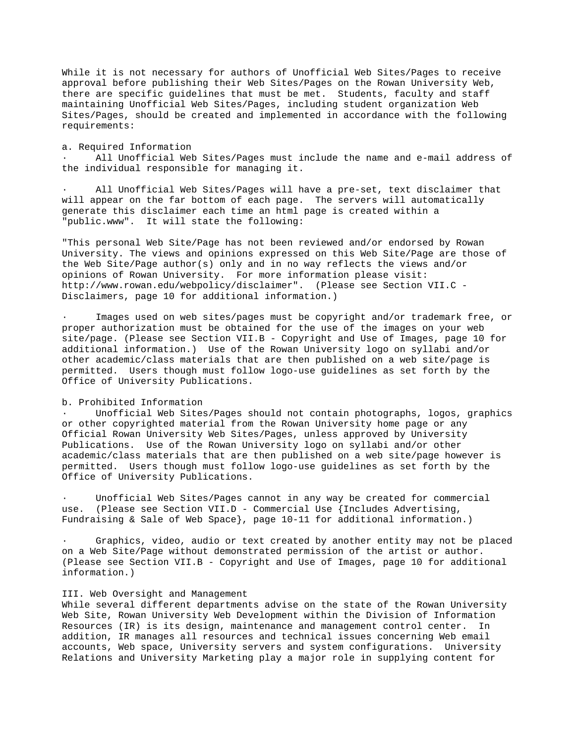While it is not necessary for authors of Unofficial Web Sites/Pages to receive approval before publishing their Web Sites/Pages on the Rowan University Web, there are specific guidelines that must be met. Students, faculty and staff maintaining Unofficial Web Sites/Pages, including student organization Web Sites/Pages, should be created and implemented in accordance with the following requirements:

a. Required Information

- All Unofficial Web Sites/Pages must include the name and e-mail address of the individual responsible for managing it.

- All Unofficial Web Sites/Pages will have a pre-set, text disclaimer that will appear on the far bottom of each page. The servers will automatically generate this disclaimer each time an html page is created within a "public.www". It will state the following:

"This personal Web Site/Page has not been reviewed and/or endorsed by Rowan University. The views and opinions expressed on this Web Site/Page are those of the Web Site/Page author(s) only and in no way reflects the views and/or opinions of Rowan University. For more information please visit: http://www.rowan.edu/webpolicy/disclaimer". (Please see Section VII.C - Disclaimers, page 10 for additional information.)

- Images used on web sites/pages must be copyright and/or trademark free, or proper authorization must be obtained for the use of the images on your web site/page. (Please see Section VII.B - Copyright and Use of Images, page 10 for additional information.) Use of the Rowan University logo on syllabi and/or other academic/class materials that are then published on a web site/page is permitted. Users though must follow logo-use guidelines as set forth by the Office of University Publications.

b. Prohibited Information

- Unofficial Web Sites/Pages should not contain photographs, logos, graphics or other copyrighted material from the Rowan University home page or any Official Rowan University Web Sites/Pages, unless approved by University Publications. Use of the Rowan University logo on syllabi and/or other academic/class materials that are then published on a web site/page however is permitted. Users though must follow logo-use guidelines as set forth by the Office of University Publications.

- Unofficial Web Sites/Pages cannot in any way be created for commercial use. (Please see Section VII.D - Commercial Use {Includes Advertising, Fundraising & Sale of Web Space}, page 10-11 for additional information.)

- Graphics, video, audio or text created by another entity may not be placed on a Web Site/Page without demonstrated permission of the artist or author. (Please see Section VII.B - Copyright and Use of Images, page 10 for additional information.)

## III. Web Oversight and Management

While several different departments advise on the state of the Rowan University Web Site, Rowan University Web Development within the Division of Information Resources (IR) is its design, maintenance and management control center. In addition, IR manages all resources and technical issues concerning Web email accounts, Web space, University servers and system configurations. University Relations and University Marketing play a major role in supplying content for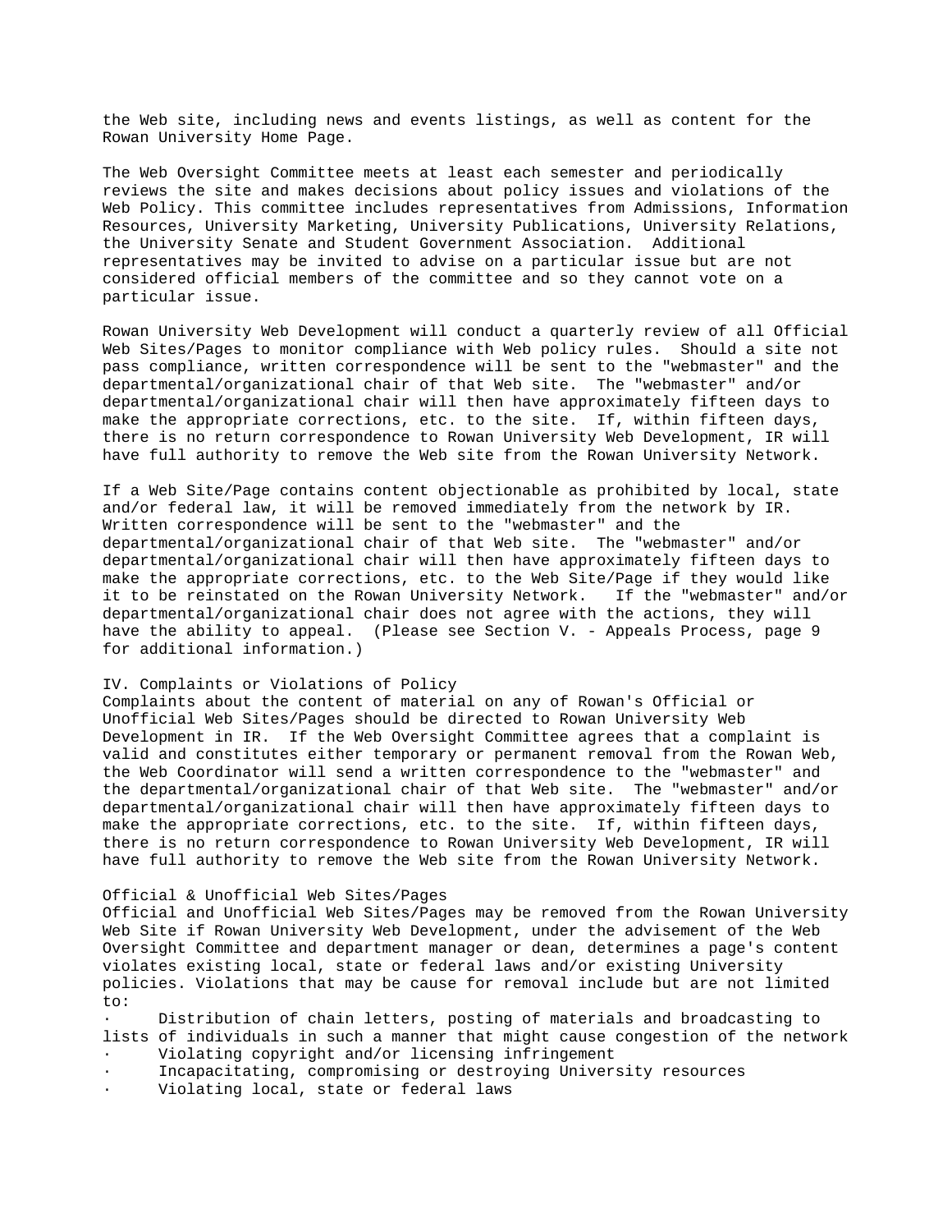the Web site, including news and events listings, as well as content for the Rowan University Home Page.

The Web Oversight Committee meets at least each semester and periodically reviews the site and makes decisions about policy issues and violations of the Web Policy. This committee includes representatives from Admissions, Information Resources, University Marketing, University Publications, University Relations, the University Senate and Student Government Association. Additional representatives may be invited to advise on a particular issue but are not considered official members of the committee and so they cannot vote on a particular issue.

Rowan University Web Development will conduct a quarterly review of all Official Web Sites/Pages to monitor compliance with Web policy rules. Should a site not pass compliance, written correspondence will be sent to the "webmaster" and the departmental/organizational chair of that Web site. The "webmaster" and/or departmental/organizational chair will then have approximately fifteen days to make the appropriate corrections, etc. to the site. If, within fifteen days, there is no return correspondence to Rowan University Web Development, IR will have full authority to remove the Web site from the Rowan University Network.

If a Web Site/Page contains content objectionable as prohibited by local, state and/or federal law, it will be removed immediately from the network by IR. Written correspondence will be sent to the "webmaster" and the departmental/organizational chair of that Web site. The "webmaster" and/or departmental/organizational chair will then have approximately fifteen days to make the appropriate corrections, etc. to the Web Site/Page if they would like it to be reinstated on the Rowan University Network. If the "webmaster" and/or departmental/organizational chair does not agree with the actions, they will have the ability to appeal. (Please see Section V. - Appeals Process, page 9 for additional information.)

## IV. Complaints or Violations of Policy

Complaints about the content of material on any of Rowan's Official or Unofficial Web Sites/Pages should be directed to Rowan University Web Development in IR. If the Web Oversight Committee agrees that a complaint is valid and constitutes either temporary or permanent removal from the Rowan Web, the Web Coordinator will send a written correspondence to the "webmaster" and the departmental/organizational chair of that Web site. The "webmaster" and/or departmental/organizational chair will then have approximately fifteen days to make the appropriate corrections, etc. to the site. If, within fifteen days, there is no return correspondence to Rowan University Web Development, IR will have full authority to remove the Web site from the Rowan University Network.

### Official & Unofficial Web Sites/Pages

Official and Unofficial Web Sites/Pages may be removed from the Rowan University Web Site if Rowan University Web Development, under the advisement of the Web Oversight Committee and department manager or dean, determines a page's content violates existing local, state or federal laws and/or existing University policies. Violations that may be cause for removal include but are not limited to:

- Distribution of chain letters, posting of materials and broadcasting to lists of individuals in such a manner that might cause congestion of the network
- Violating copyright and/or licensing infringement
- Incapacitating, compromising or destroying University resources
- Violating local, state or federal laws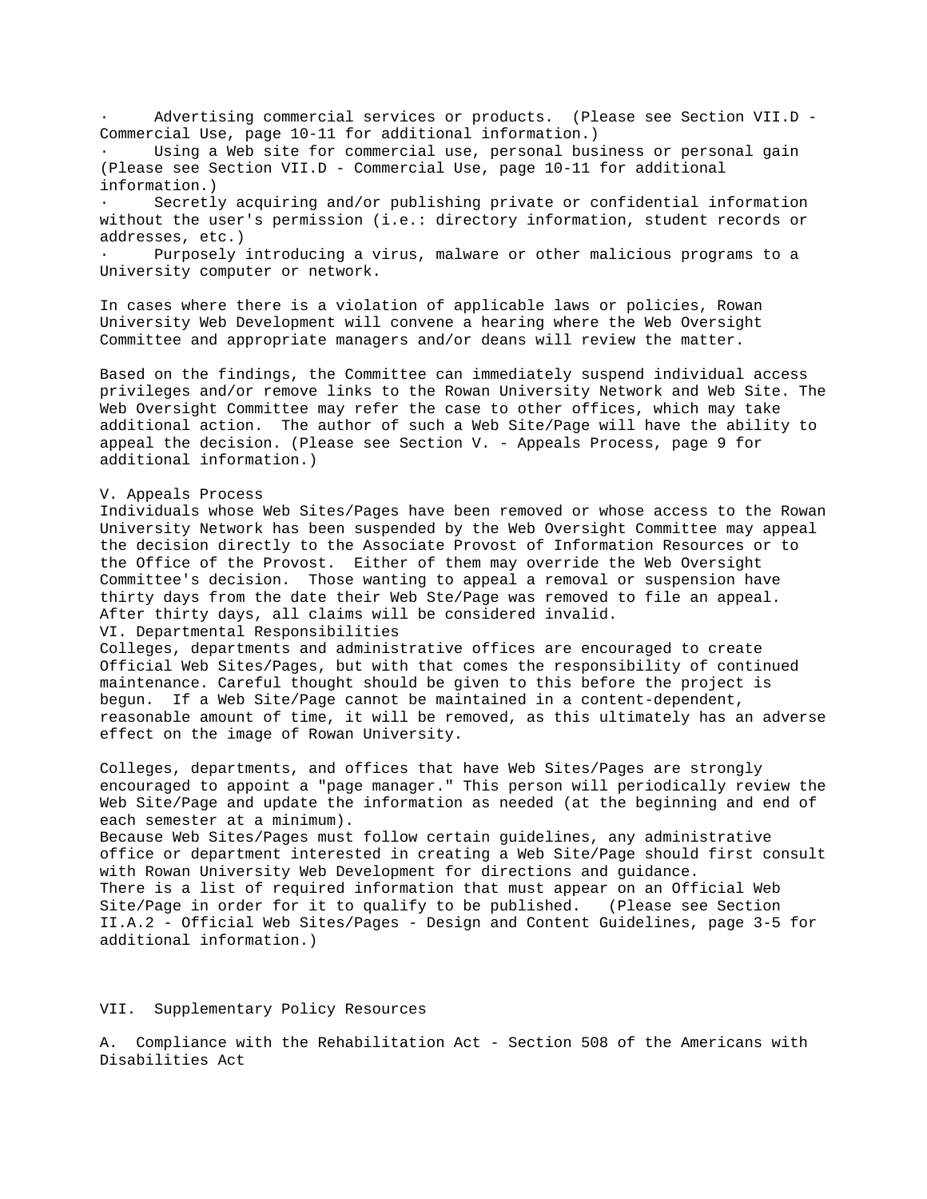- Advertising commercial services or products. (Please see Section VII.D - Commercial Use, page 10-11 for additional information.)
- Using a Web site for commercial use, personal business or personal gain (Please see Section VII.D - Commercial Use, page 10-11 for additional information.)
- Secretly acquiring and/or publishing private or confidential information without the user's permission (i.e.: directory information, student records or addresses, etc.)
- Purposely introducing a virus, malware or other malicious programs to a University computer or network.

In cases where there is a violation of applicable laws or policies, Rowan University Web Development will convene a hearing where the Web Oversight Committee and appropriate managers and/or deans will review the matter.

Based on the findings, the Committee can immediately suspend individual access privileges and/or remove links to the Rowan University Network and Web Site. The Web Oversight Committee may refer the case to other offices, which may take additional action. The author of such a Web Site/Page will have the ability to appeal the decision. (Please see Section V. - Appeals Process, page 9 for additional information.)

## V. Appeals Process

Individuals whose Web Sites/Pages have been removed or whose access to the Rowan University Network has been suspended by the Web Oversight Committee may appeal the decision directly to the Associate Provost of Information Resources or to the Office of the Provost. Either of them may override the Web Oversight Committee's decision. Those wanting to appeal a removal or suspension have thirty days from the date their Web Ste/Page was removed to file an appeal. After thirty days, all claims will be considered invalid.

## VI. Departmental Responsibilities

Colleges, departments and administrative offices are encouraged to create Official Web Sites/Pages, but with that comes the responsibility of continued maintenance. Careful thought should be given to this before the project is begun. If a Web Site/Page cannot be maintained in a content-dependent, reasonable amount of time, it will be removed, as this ultimately has an adverse effect on the image of Rowan University.

Colleges, departments, and offices that have Web Sites/Pages are strongly encouraged to appoint a "page manager." This person will periodically review the Web Site/Page and update the information as needed (at the beginning and end of each semester at a minimum).

Because Web Sites/Pages must follow certain guidelines, any administrative office or department interested in creating a Web Site/Page should first consult with Rowan University Web Development for directions and guidance.

There is a list of required information that must appear on an Official Web Site/Page in order for it to qualify to be published. (Please see Section II.A.2 - Official Web Sites/Pages - Design and Content Guidelines, page 3-5 for additional information.)

## VII. Supplementary Policy Resources

### A. Compliance with the Rehabilitation Act - Section 508 of the Americans with Disabilities Act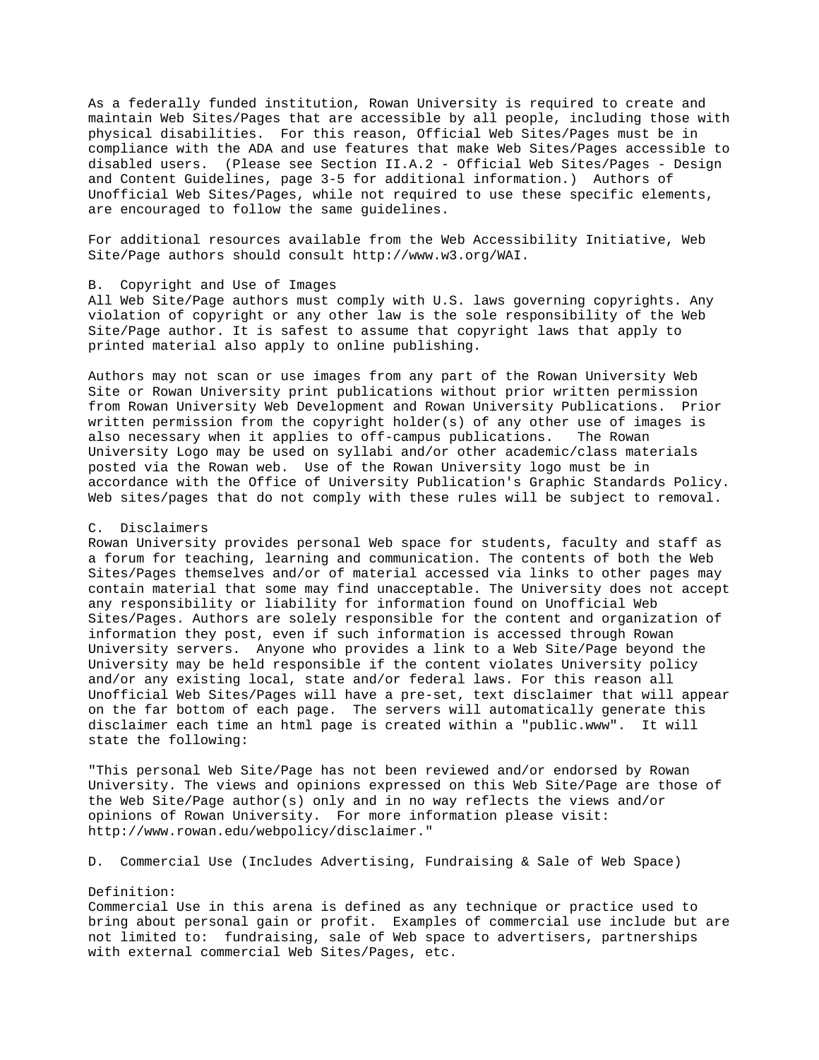As a federally funded institution, Rowan University is required to create and maintain Web Sites/Pages that are accessible by all people, including those with physical disabilities. For this reason, Official Web Sites/Pages must be in compliance with the ADA and use features that make Web Sites/Pages accessible to disabled users. (Please see Section II.A.2 - Official Web Sites/Pages - Design and Content Guidelines, page 3-5 for additional information.) Authors of Unofficial Web Sites/Pages, while not required to use these specific elements, are encouraged to follow the same guidelines.

For additional resources available from the Web Accessibility Initiative, Web Site/Page authors should consult http://www.w3.org/WAI.

### B. Copyright and Use of Images

All Web Site/Page authors must comply with U.S. laws governing copyrights. Any violation of copyright or any other law is the sole responsibility of the Web Site/Page author. It is safest to assume that copyright laws that apply to printed material also apply to online publishing.

Authors may not scan or use images from any part of the Rowan University Web Site or Rowan University print publications without prior written permission from Rowan University Web Development and Rowan University Publications. Prior written permission from the copyright holder(s) of any other use of images is also necessary when it applies to off-campus publications. The Rowan University Logo may be used on syllabi and/or other academic/class materials posted via the Rowan web. Use of the Rowan University logo must be in accordance with the Office of University Publication's Graphic Standards Policy. Web sites/pages that do not comply with these rules will be subject to removal.

### C. Disclaimers

Rowan University provides personal Web space for students, faculty and staff as a forum for teaching, learning and communication. The contents of both the Web Sites/Pages themselves and/or of material accessed via links to other pages may contain material that some may find unacceptable. The University does not accept any responsibility or liability for information found on Unofficial Web Sites/Pages. Authors are solely responsible for the content and organization of information they post, even if such information is accessed through Rowan University servers. Anyone who provides a link to a Web Site/Page beyond the University may be held responsible if the content violates University policy and/or any existing local, state and/or federal laws. For this reason all Unofficial Web Sites/Pages will have a pre-set, text disclaimer that will appear on the far bottom of each page. The servers will automatically generate this disclaimer each time an html page is created within a "public.www". It will state the following:

"This personal Web Site/Page has not been reviewed and/or endorsed by Rowan University. The views and opinions expressed on this Web Site/Page are those of the Web Site/Page author(s) only and in no way reflects the views and/or opinions of Rowan University. For more information please visit: http://www.rowan.edu/webpolicy/disclaimer."

### D. Commercial Use (Includes Advertising, Fundraising & Sale of Web Space)

Definition:
Commercial Use in this arena is defined as any technique or practice used to bring about personal gain or profit. Examples of commercial use include but are not limited to: fundraising, sale of Web space to advertisers, partnerships with external commercial Web Sites/Pages, etc.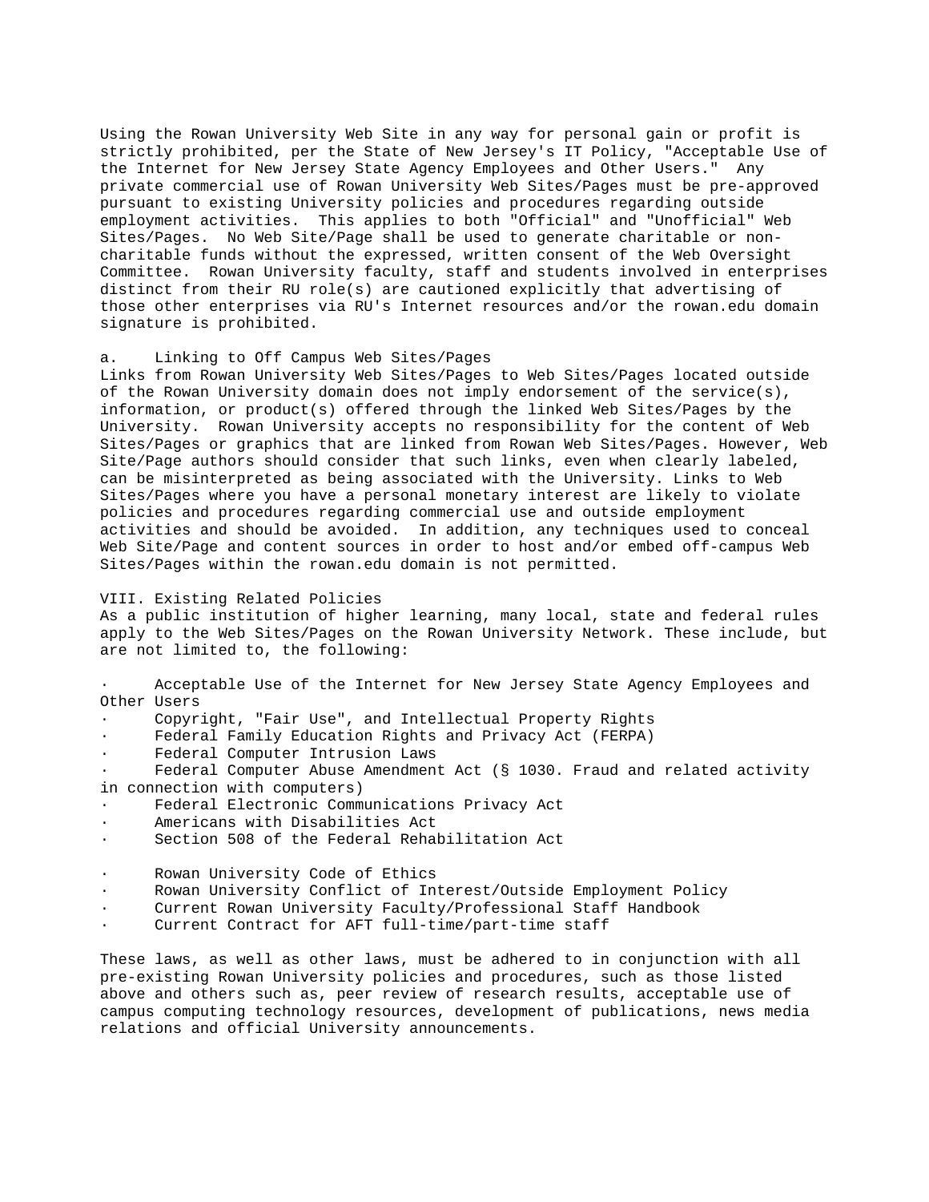Using the Rowan University Web Site in any way for personal gain or profit is strictly prohibited, per the State of New Jersey's IT Policy, "Acceptable Use of the Internet for New Jersey State Agency Employees and Other Users." Any private commercial use of Rowan University Web Sites/Pages must be pre-approved pursuant to existing University policies and procedures regarding outside employment activities. This applies to both "Official" and "Unofficial" Web Sites/Pages. No Web Site/Page shall be used to generate charitable or non-charitable funds without the expressed, written consent of the Web Oversight Committee. Rowan University faculty, staff and students involved in enterprises distinct from their RU role(s) are cautioned explicitly that advertising of those other enterprises via RU's Internet resources and/or the rowan.edu domain signature is prohibited.

a. Linking to Off Campus Web Sites/Pages

Links from Rowan University Web Sites/Pages to Web Sites/Pages located outside of the Rowan University domain does not imply endorsement of the service(s), information, or product(s) offered through the linked Web Sites/Pages by the University. Rowan University accepts no responsibility for the content of Web Sites/Pages or graphics that are linked from Rowan Web Sites/Pages. However, Web Site/Page authors should consider that such links, even when clearly labeled, can be misinterpreted as being associated with the University. Links to Web Sites/Pages where you have a personal monetary interest are likely to violate policies and procedures regarding commercial use and outside employment activities and should be avoided. In addition, any techniques used to conceal Web Site/Page and content sources in order to host and/or embed off-campus Web Sites/Pages within the rowan.edu domain is not permitted.

VIII. Existing Related Policies

As a public institution of higher learning, many local, state and federal rules apply to the Web Sites/Pages on the Rowan University Network. These include, but are not limited to, the following:

- Acceptable Use of the Internet for New Jersey State Agency Employees and Other Users
- Copyright, "Fair Use", and Intellectual Property Rights
- Federal Family Education Rights and Privacy Act (FERPA)
- Federal Computer Intrusion Laws
- Federal Computer Abuse Amendment Act (§ 1030. Fraud and related activity in connection with computers)
- Federal Electronic Communications Privacy Act
- Americans with Disabilities Act
- Section 508 of the Federal Rehabilitation Act

- Rowan University Code of Ethics
- Rowan University Conflict of Interest/Outside Employment Policy
- Current Rowan University Faculty/Professional Staff Handbook
- Current Contract for AFT full-time/part-time staff

These laws, as well as other laws, must be adhered to in conjunction with all pre-existing Rowan University policies and procedures, such as those listed above and others such as, peer review of research results, acceptable use of campus computing technology resources, development of publications, news media relations and official University announcements.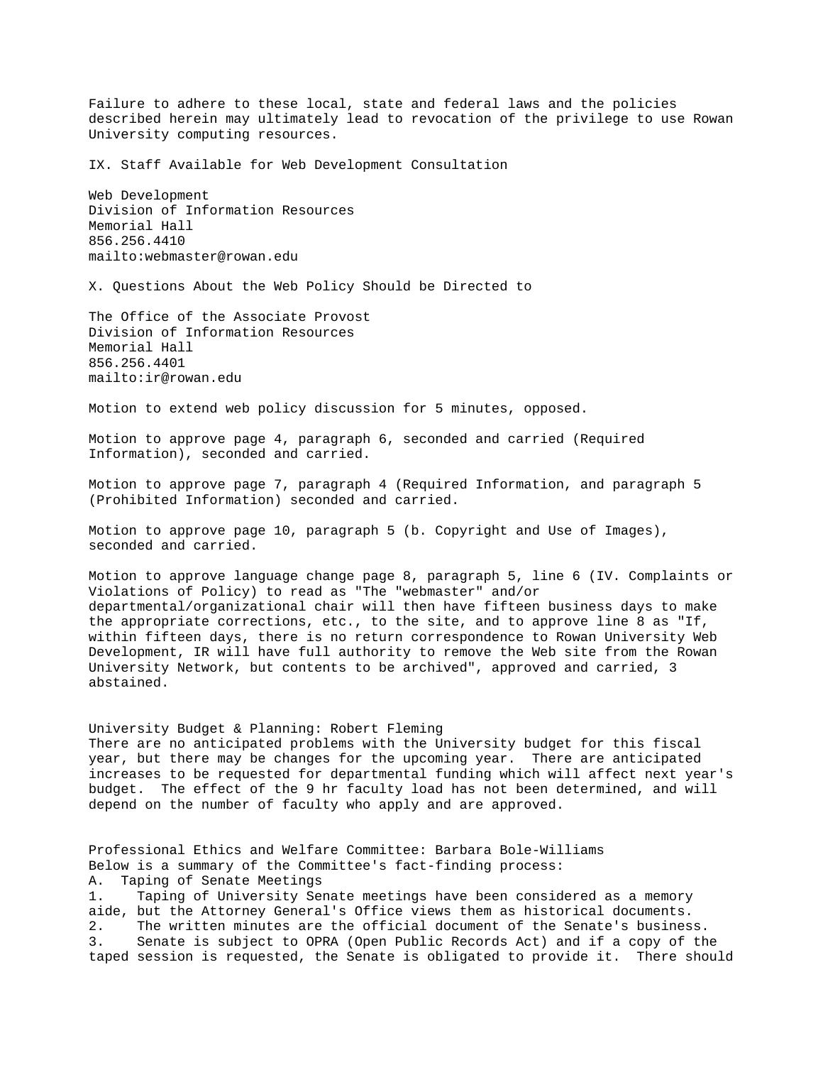Failure to adhere to these local, state and federal laws and the policies described herein may ultimately lead to revocation of the privilege to use Rowan University computing resources.

IX. Staff Available for Web Development Consultation

Web Development
Division of Information Resources
Memorial Hall
856.256.4410
mailto:webmaster@rowan.edu

X. Questions About the Web Policy Should be Directed to

The Office of the Associate Provost
Division of Information Resources
Memorial Hall
856.256.4401
mailto:ir@rowan.edu

Motion to extend web policy discussion for 5 minutes, opposed.

Motion to approve page 4, paragraph 6, seconded and carried (Required Information), seconded and carried.

Motion to approve page 7, paragraph 4 (Required Information, and paragraph 5 (Prohibited Information) seconded and carried.

Motion to approve page 10, paragraph 5 (b. Copyright and Use of Images), seconded and carried.

Motion to approve language change page 8, paragraph 5, line 6 (IV. Complaints or Violations of Policy) to read as "The "webmaster" and/or departmental/organizational chair will then have fifteen business days to make the appropriate corrections, etc., to the site, and to approve line 8 as "If, within fifteen days, there is no return correspondence to Rowan University Web Development, IR will have full authority to remove the Web site from the Rowan University Network, but contents to be archived", approved and carried, 3 abstained.

University Budget & Planning: Robert Fleming
There are no anticipated problems with the University budget for this fiscal year, but there may be changes for the upcoming year. There are anticipated increases to be requested for departmental funding which will affect next year's budget. The effect of the 9 hr faculty load has not been determined, and will depend on the number of faculty who apply and are approved.

Professional Ethics and Welfare Committee: Barbara Bole-Williams
Below is a summary of the Committee's fact-finding process:
A. Taping of Senate Meetings
1. Taping of University Senate meetings have been considered as a memory aide, but the Attorney General's Office views them as historical documents.
2. The written minutes are the official document of the Senate's business.
3. Senate is subject to OPRA (Open Public Records Act) and if a copy of the taped session is requested, the Senate is obligated to provide it. There should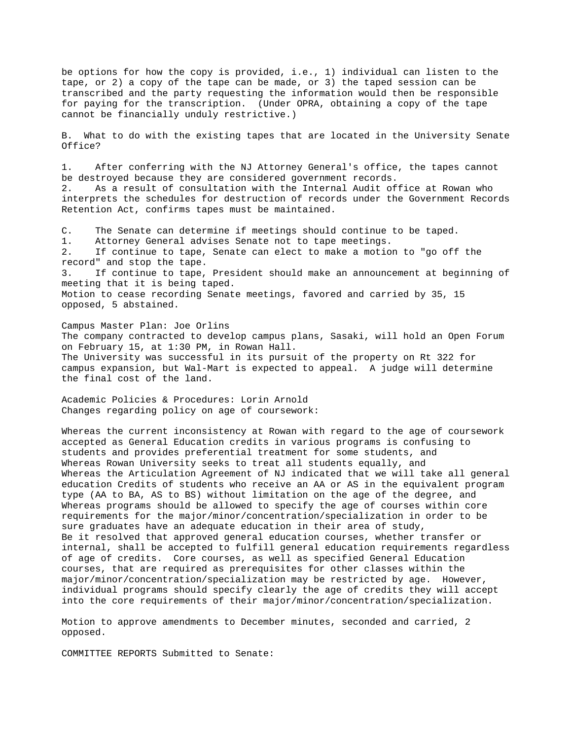be options for how the copy is provided, i.e., 1) individual can listen to the tape, or 2) a copy of the tape can be made, or 3) the taped session can be transcribed and the party requesting the information would then be responsible for paying for the transcription. (Under OPRA, obtaining a copy of the tape cannot be financially unduly restrictive.)

B. What to do with the existing tapes that are located in the University Senate Office?

1. After conferring with the NJ Attorney General's office, the tapes cannot be destroyed because they are considered government records.
2. As a result of consultation with the Internal Audit office at Rowan who interprets the schedules for destruction of records under the Government Records Retention Act, confirms tapes must be maintained.

C. The Senate can determine if meetings should continue to be taped.
1. Attorney General advises Senate not to tape meetings.
2. If continue to tape, Senate can elect to make a motion to "go off the record" and stop the tape.
3. If continue to tape, President should make an announcement at beginning of meeting that it is being taped.
Motion to cease recording Senate meetings, favored and carried by 35, 15 opposed, 5 abstained.

Campus Master Plan: Joe Orlins
The company contracted to develop campus plans, Sasaki, will hold an Open Forum on February 15, at 1:30 PM, in Rowan Hall.
The University was successful in its pursuit of the property on Rt 322 for campus expansion, but Wal-Mart is expected to appeal. A judge will determine the final cost of the land.

Academic Policies & Procedures: Lorin Arnold
Changes regarding policy on age of coursework:

Whereas the current inconsistency at Rowan with regard to the age of coursework accepted as General Education credits in various programs is confusing to students and provides preferential treatment for some students, and
Whereas Rowan University seeks to treat all students equally, and
Whereas the Articulation Agreement of NJ indicated that we will take all general education Credits of students who receive an AA or AS in the equivalent program type (AA to BA, AS to BS) without limitation on the age of the degree, and
Whereas programs should be allowed to specify the age of courses within core requirements for the major/minor/concentration/specialization in order to be sure graduates have an adequate education in their area of study,
Be it resolved that approved general education courses, whether transfer or internal, shall be accepted to fulfill general education requirements regardless of age of credits. Core courses, as well as specified General Education courses, that are required as prerequisites for other classes within the major/minor/concentration/specialization may be restricted by age. However, individual programs should specify clearly the age of credits they will accept into the core requirements of their major/minor/concentration/specialization.

Motion to approve amendments to December minutes, seconded and carried, 2 opposed.

COMMITTEE REPORTS Submitted to Senate: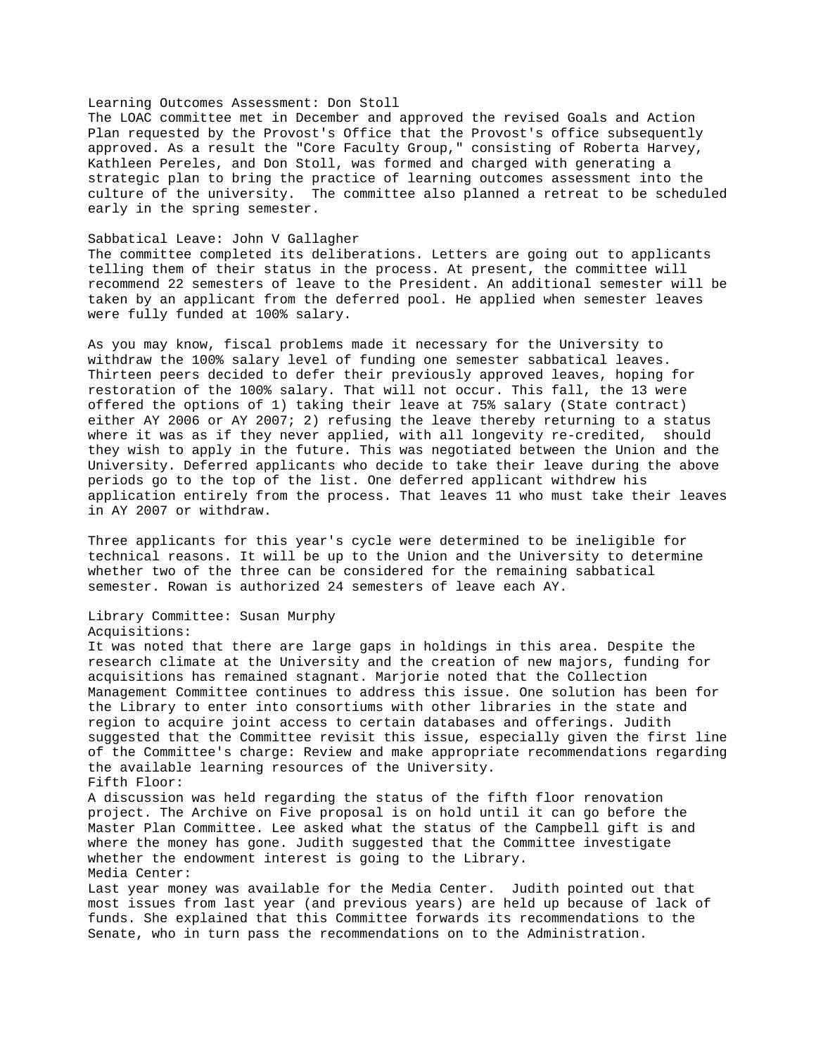Learning Outcomes Assessment: Don Stoll

The LOAC committee met in December and approved the revised Goals and Action Plan requested by the Provost's Office that the Provost's office subsequently approved. As a result the "Core Faculty Group," consisting of Roberta Harvey, Kathleen Pereles, and Don Stoll, was formed and charged with generating a strategic plan to bring the practice of learning outcomes assessment into the culture of the university. The committee also planned a retreat to be scheduled early in the spring semester.

Sabbatical Leave: John V Gallagher

The committee completed its deliberations. Letters are going out to applicants telling them of their status in the process. At present, the committee will recommend 22 semesters of leave to the President. An additional semester will be taken by an applicant from the deferred pool. He applied when semester leaves were fully funded at 100% salary.

As you may know, fiscal problems made it necessary for the University to withdraw the 100% salary level of funding one semester sabbatical leaves. Thirteen peers decided to defer their previously approved leaves, hoping for restoration of the 100% salary. That will not occur. This fall, the 13 were offered the options of 1) taking their leave at 75% salary (State contract) either AY 2006 or AY 2007; 2) refusing the leave thereby returning to a status where it was as if they never applied, with all longevity re-credited, should they wish to apply in the future. This was negotiated between the Union and the University. Deferred applicants who decide to take their leave during the above periods go to the top of the list. One deferred applicant withdrew his application entirely from the process. That leaves 11 who must take their leaves in AY 2007 or withdraw.

Three applicants for this year's cycle were determined to be ineligible for technical reasons. It will be up to the Union and the University to determine whether two of the three can be considered for the remaining sabbatical semester. Rowan is authorized 24 semesters of leave each AY.

Library Committee: Susan Murphy

Acquisitions:

It was noted that there are large gaps in holdings in this area. Despite the research climate at the University and the creation of new majors, funding for acquisitions has remained stagnant. Marjorie noted that the Collection Management Committee continues to address this issue. One solution has been for the Library to enter into consortiums with other libraries in the state and region to acquire joint access to certain databases and offerings. Judith suggested that the Committee revisit this issue, especially given the first line of the Committee's charge: Review and make appropriate recommendations regarding the available learning resources of the University.

Fifth Floor:

A discussion was held regarding the status of the fifth floor renovation project. The Archive on Five proposal is on hold until it can go before the Master Plan Committee. Lee asked what the status of the Campbell gift is and where the money has gone. Judith suggested that the Committee investigate whether the endowment interest is going to the Library.

Media Center:

Last year money was available for the Media Center. Judith pointed out that most issues from last year (and previous years) are held up because of lack of funds. She explained that this Committee forwards its recommendations to the Senate, who in turn pass the recommendations on to the Administration.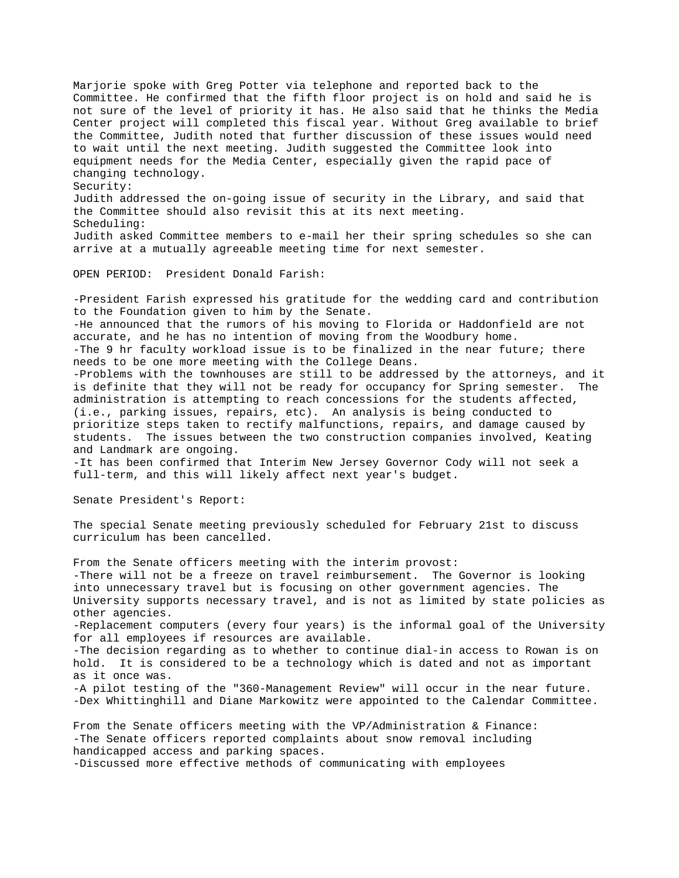Marjorie spoke with Greg Potter via telephone and reported back to the Committee. He confirmed that the fifth floor project is on hold and said he is not sure of the level of priority it has. He also said that he thinks the Media Center project will completed this fiscal year. Without Greg available to brief the Committee, Judith noted that further discussion of these issues would need to wait until the next meeting. Judith suggested the Committee look into equipment needs for the Media Center, especially given the rapid pace of changing technology.

Security:

Judith addressed the on-going issue of security in the Library, and said that the Committee should also revisit this at its next meeting.

Scheduling:

Judith asked Committee members to e-mail her their spring schedules so she can arrive at a mutually agreeable meeting time for next semester.

OPEN PERIOD: President Donald Farish:

-President Farish expressed his gratitude for the wedding card and contribution to the Foundation given to him by the Senate.
-He announced that the rumors of his moving to Florida or Haddonfield are not accurate, and he has no intention of moving from the Woodbury home.
-The 9 hr faculty workload issue is to be finalized in the near future; there needs to be one more meeting with the College Deans.
-Problems with the townhouses are still to be addressed by the attorneys, and it is definite that they will not be ready for occupancy for Spring semester. The administration is attempting to reach concessions for the students affected, (i.e., parking issues, repairs, etc). An analysis is being conducted to prioritize steps taken to rectify malfunctions, repairs, and damage caused by students. The issues between the two construction companies involved, Keating and Landmark are ongoing.
-It has been confirmed that Interim New Jersey Governor Cody will not seek a full-term, and this will likely affect next year's budget.

Senate President's Report:

The special Senate meeting previously scheduled for February 21st to discuss curriculum has been cancelled.

From the Senate officers meeting with the interim provost:
-There will not be a freeze on travel reimbursement. The Governor is looking into unnecessary travel but is focusing on other government agencies. The University supports necessary travel, and is not as limited by state policies as other agencies.
-Replacement computers (every four years) is the informal goal of the University for all employees if resources are available.
-The decision regarding as to whether to continue dial-in access to Rowan is on hold. It is considered to be a technology which is dated and not as important as it once was.
-A pilot testing of the "360-Management Review" will occur in the near future.
-Dex Whittinghill and Diane Markowitz were appointed to the Calendar Committee.

From the Senate officers meeting with the VP/Administration & Finance:
-The Senate officers reported complaints about snow removal including handicapped access and parking spaces.
-Discussed more effective methods of communicating with employees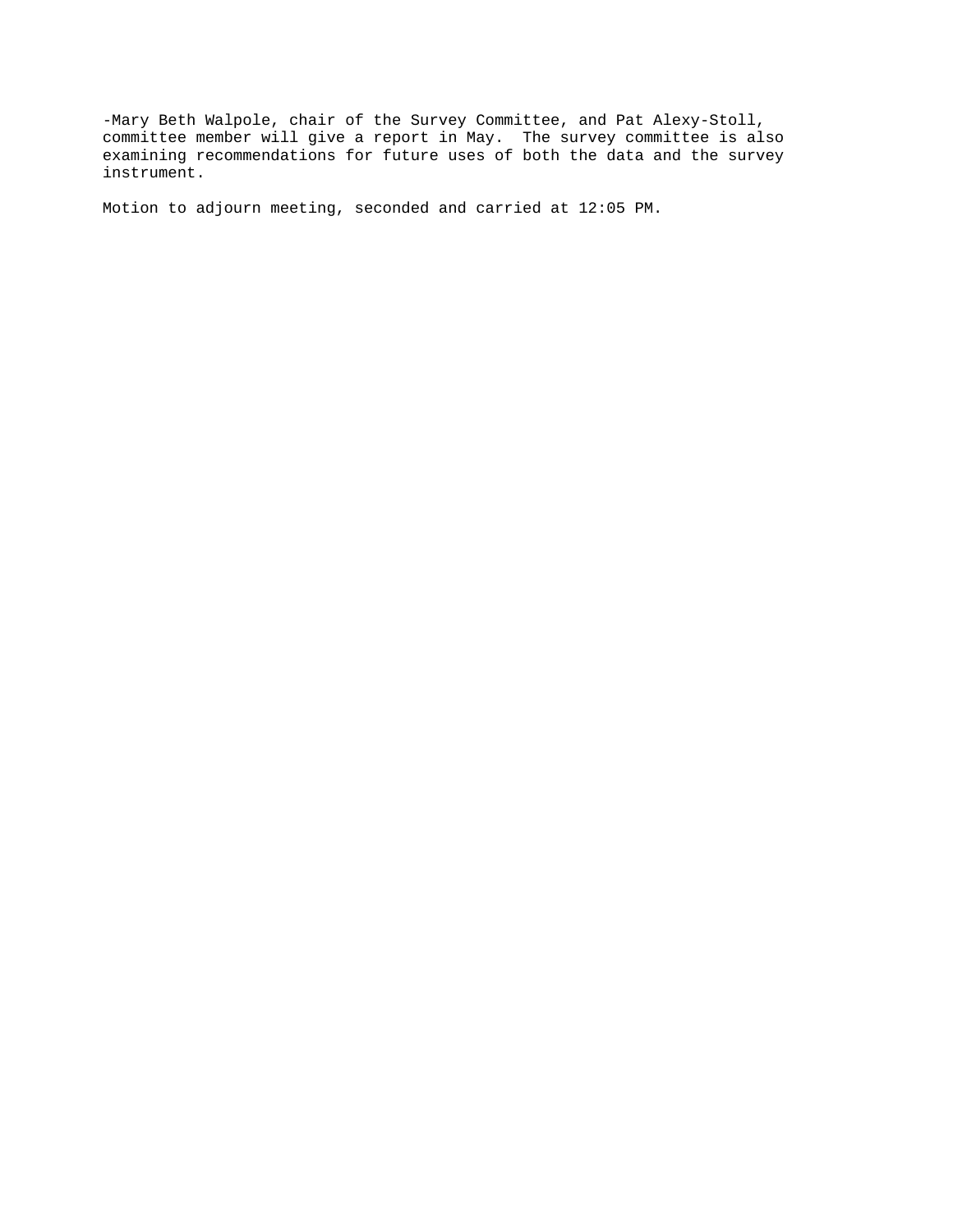-Mary Beth Walpole, chair of the Survey Committee, and Pat Alexy-Stoll, committee member will give a report in May. The survey committee is also examining recommendations for future uses of both the data and the survey instrument.

Motion to adjourn meeting, seconded and carried at 12:05 PM.